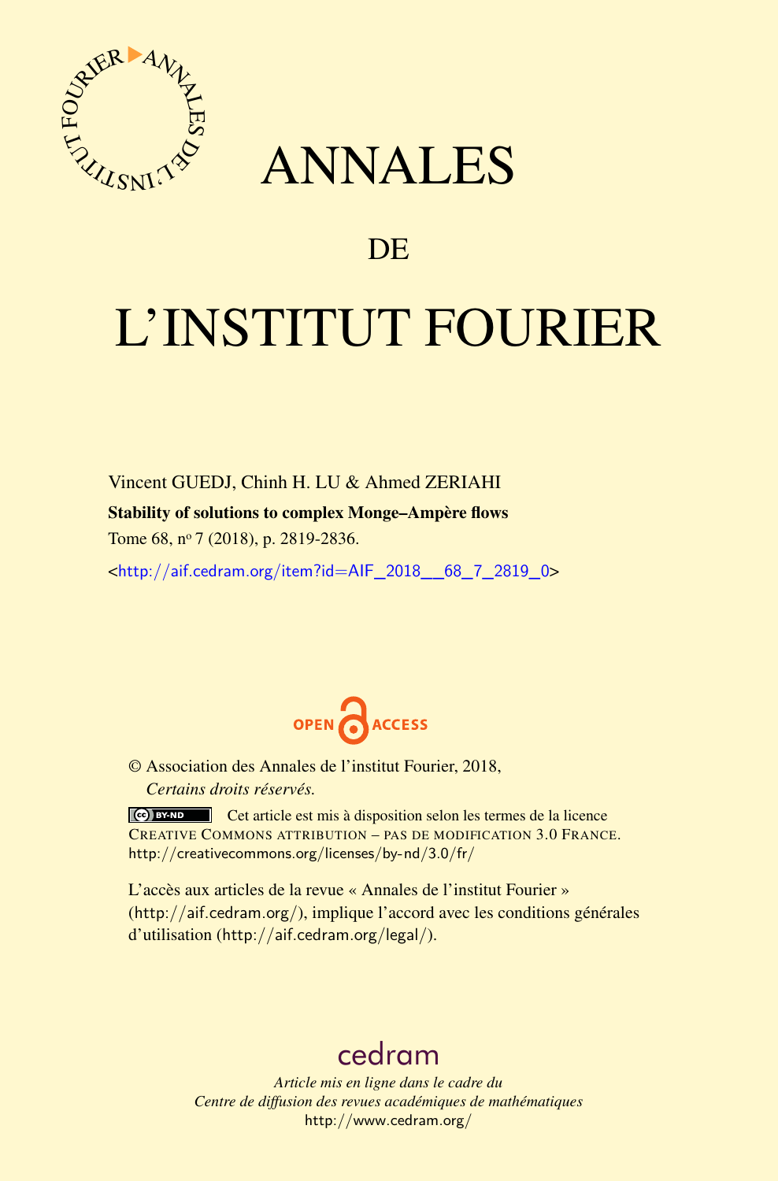# ANNALES

## DE

# L'INSTITUT FOURIER

Vincent GUEDJ, Chinh H. LU & Ahmed ZERIAHI

**Stability of solutions to complex Monge–Ampère flows**

Tome 68, nº 7 (2018), p. 2819-2836.

<http://aif.cedram.org/item?id=AIF_2018__68_7_2819_0>

OPEN ACCESS

© Association des Annales de l'institut Fourier, 2018,
*Certains droits réservés.*

Cet article est mis à disposition selon les termes de la licence CREATIVE COMMONS ATTRIBUTION – PAS DE MODIFICATION 3.0 FRANCE.
http://creativecommons.org/licenses/by-nd/3.0/fr/

L'accès aux articles de la revue « Annales de l'institut Fourier » (http://aif.cedram.org/), implique l'accord avec les conditions générales d'utilisation (http://aif.cedram.org/legal/).

cedram

*Article mis en ligne dans le cadre du*
*Centre de diffusion des revues académiques de mathématiques*
http://www.cedram.org/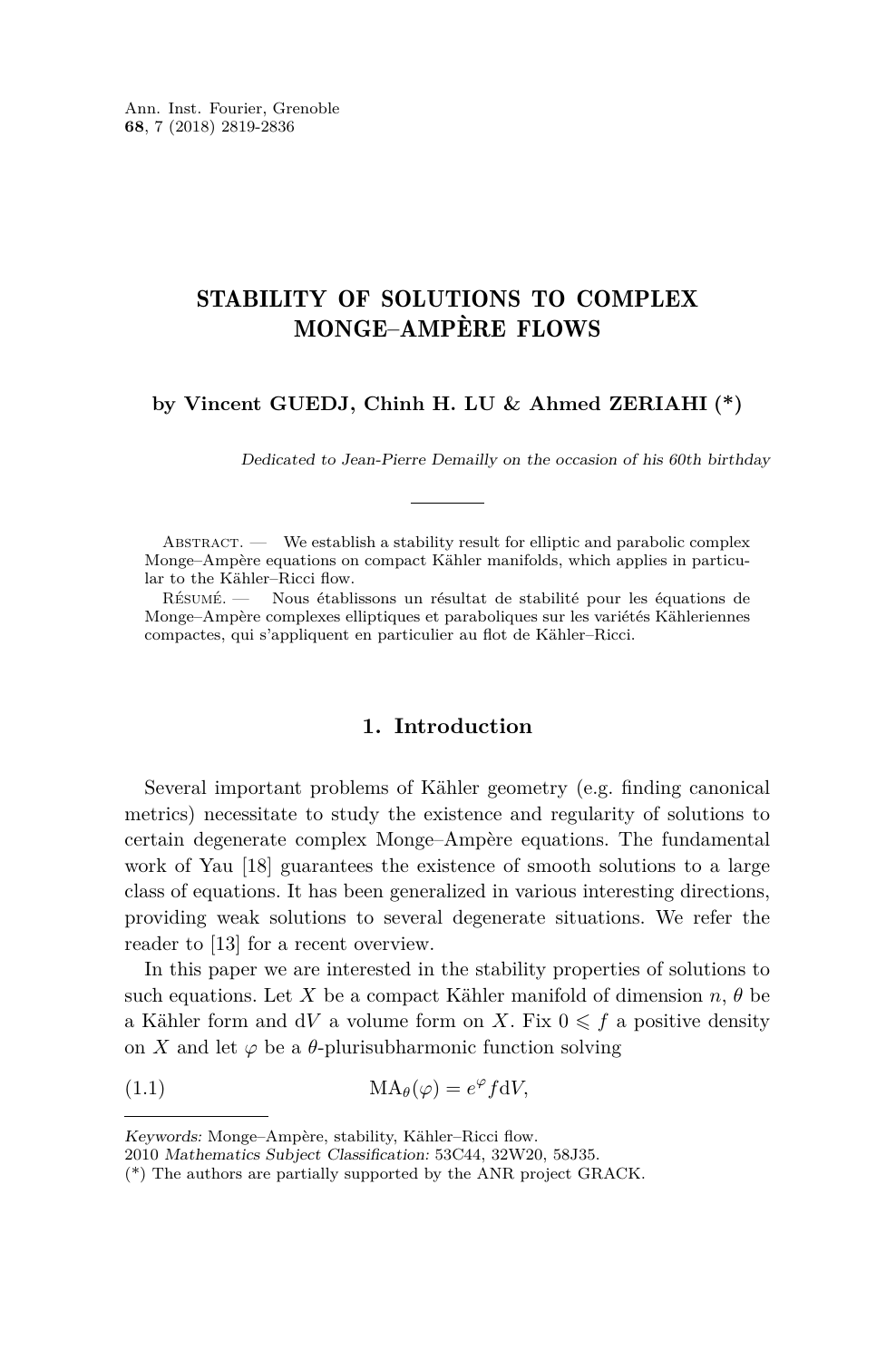# STABILITY OF SOLUTIONS TO COMPLEX MONGE–AMPÈRE FLOWS

**by Vincent GUEDJ, Chinh H. LU & Ahmed ZERIAHI (*)**

*Dedicated to Jean-Pierre Demailly on the occasion of his 60th birthday*

Abstract. — We establish a stability result for elliptic and parabolic complex Monge–Ampère equations on compact Kähler manifolds, which applies in particular to the Kähler–Ricci flow.

Résumé. — Nous établissons un résultat de stabilité pour les équations de Monge–Ampère complexes elliptiques et paraboliques sur les variétés Kähleriennes compactes, qui s'appliquent en particulier au flot de Kähler–Ricci.

## 1. Introduction

Several important problems of Kähler geometry (e.g. finding canonical metrics) necessitate to study the existence and regularity of solutions to certain degenerate complex Monge–Ampère equations. The fundamental work of Yau [18] guarantees the existence of smooth solutions to a large class of equations. It has been generalized in various interesting directions, providing weak solutions to several degenerate situations. We refer the reader to [13] for a recent overview.

In this paper we are interested in the stability properties of solutions to such equations. Let $X$ be a compact Kähler manifold of dimension $n$, $\theta$ be a Kähler form and $\mathrm{d}V$ a volume form on $X$. Fix $0 \leqslant f$ a positive density on $X$ and let $\varphi$ be a $\theta$-plurisubharmonic function solving

$$\mathrm{MA}_\theta(\varphi) = e^{\varphi} f \mathrm{d}V, \tag{1.1}$$

*Keywords:* Monge–Ampère, stability, Kähler–Ricci flow.
2010 *Mathematics Subject Classification:* 53C44, 32W20, 58J35.
(*) The authors are partially supported by the ANR project GRACK.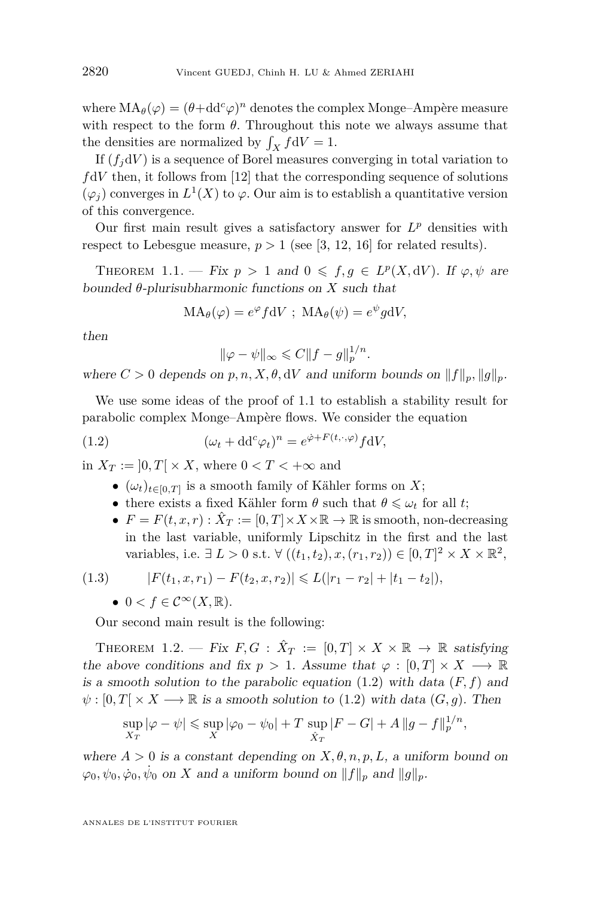where $\mathrm{MA}_\theta(\varphi) = (\theta + dd^c\varphi)^n$ denotes the complex Monge–Ampère measure with respect to the form $\theta$. Throughout this note we always assume that the densities are normalized by $\int_X f dV = 1$.

If $(f_j dV)$ is a sequence of Borel measures converging in total variation to $f dV$ then, it follows from [12] that the corresponding sequence of solutions $(\varphi_j)$ converges in $L^1(X)$ to $\varphi$. Our aim is to establish a quantitative version of this convergence.

Our first main result gives a satisfactory answer for $L^p$ densities with respect to Lebesgue measure, $p > 1$ (see [3, 12, 16] for related results).

Theorem 1.1. — *Fix $p > 1$ and $0 \leqslant f, g \in L^p(X, dV)$. If $\varphi, \psi$ are bounded $\theta$-plurisubharmonic functions on $X$ such that*

$$\mathrm{MA}_\theta(\varphi) = e^{\varphi} f dV \; ; \; \mathrm{MA}_\theta(\psi) = e^{\psi} g dV,$$

*then*

$$\|\varphi - \psi\|_\infty \leqslant C \|f - g\|_p^{1/n}.$$

*where $C > 0$ depends on $p, n, X, \theta, dV$ and uniform bounds on $\|f\|_p, \|g\|_p$.*

We use some ideas of the proof of 1.1 to establish a stability result for parabolic complex Monge–Ampère flows. We consider the equation

$$(\omega_t + dd^c\varphi_t)^n = e^{\dot{\varphi} + F(t,\cdot,\varphi)} f dV, \tag{1.2}$$

in $X_T := ]0, T[ \times X$, where $0 < T < +\infty$ and

- $(\omega_t)_{t \in [0,T]}$ is a smooth family of Kähler forms on $X$;
- there exists a fixed Kähler form $\theta$ such that $\theta \leqslant \omega_t$ for all $t$;
- $F = F(t, x, r) : \hat{X}_T := [0, T] \times X \times \mathbb{R} \to \mathbb{R}$ is smooth, non-decreasing in the last variable, uniformly Lipschitz in the first and the last variables, i.e. $\exists\, L > 0$ s.t. $\forall\, ((t_1, t_2), x, (r_1, r_2)) \in [0, T]^2 \times X \times \mathbb{R}^2$,

$$|F(t_1, x, r_1) - F(t_2, x, r_2)| \leqslant L(|r_1 - r_2| + |t_1 - t_2|), \tag{1.3}$$

- $0 < f \in \mathcal{C}^\infty(X, \mathbb{R})$.

Our second main result is the following:

Theorem 1.2. — *Fix $F, G : \hat{X}_T := [0, T] \times X \times \mathbb{R} \to \mathbb{R}$ satisfying the above conditions and fix $p > 1$. Assume that $\varphi : [0, T] \times X \longrightarrow \mathbb{R}$ is a smooth solution to the parabolic equation (1.2) with data $(F, f)$ and $\psi : [0, T[ \times X \longrightarrow \mathbb{R}$ is a smooth solution to (1.2) with data $(G, g)$. Then*

$$\sup_{X_T} |\varphi - \psi| \leqslant \sup_X |\varphi_0 - \psi_0| + T \sup_{\hat{X}_T} |F - G| + A \, \|g - f\|_p^{1/n},$$

*where $A > 0$ is a constant depending on $X, \theta, n, p, L$, a uniform bound on $\varphi_0, \psi_0, \dot{\varphi}_0, \dot{\psi}_0$ on $X$ and a uniform bound on $\|f\|_p$ and $\|g\|_p$.*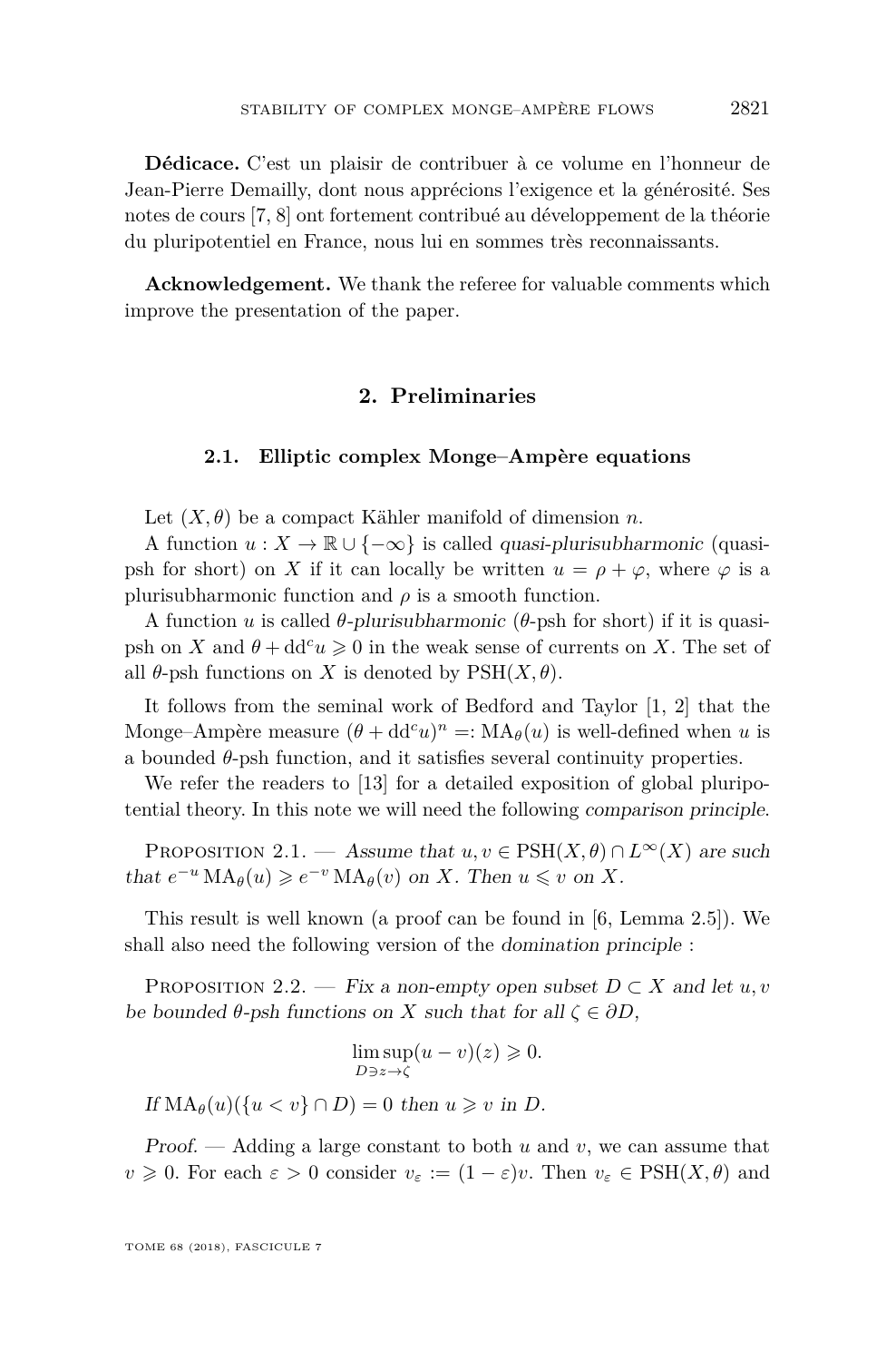**Dédicace.** C'est un plaisir de contribuer à ce volume en l'honneur de Jean-Pierre Demailly, dont nous apprécions l'exigence et la générosité. Ses notes de cours [7, 8] ont fortement contribué au développement de la théorie du pluripotentiel en France, nous lui en sommes très reconnaissants.

**Acknowledgement.** We thank the referee for valuable comments which improve the presentation of the paper.

## 2. Preliminaries

### 2.1. Elliptic complex Monge–Ampère equations

Let $(X, \theta)$ be a compact Kähler manifold of dimension $n$.

A function $u : X \to \mathbb{R} \cup \{-\infty\}$ is called *quasi-plurisubharmonic* (quasi-psh for short) on $X$ if it can locally be written $u = \rho + \varphi$, where $\varphi$ is a plurisubharmonic function and $\rho$ is a smooth function.

A function $u$ is called *$\theta$-plurisubharmonic* ($\theta$-psh for short) if it is quasi-psh on $X$ and $\theta + dd^c u \geqslant 0$ in the weak sense of currents on $X$. The set of all $\theta$-psh functions on $X$ is denoted by $\mathrm{PSH}(X, \theta)$.

It follows from the seminal work of Bedford and Taylor [1, 2] that the Monge–Ampère measure $(\theta + dd^c u)^n =: \mathrm{MA}_\theta(u)$ is well-defined when $u$ is a bounded $\theta$-psh function, and it satisfies several continuity properties.

We refer the readers to [13] for a detailed exposition of global pluripotential theory. In this note we will need the following *comparison principle*.

Proposition 2.1. — *Assume that $u, v \in \mathrm{PSH}(X, \theta) \cap L^\infty(X)$ are such that $e^{-u}\,\mathrm{MA}_\theta(u) \geqslant e^{-v}\,\mathrm{MA}_\theta(v)$ on $X$. Then $u \leqslant v$ on $X$.*

This result is well known (a proof can be found in [6, Lemma 2.5]). We shall also need the following version of the *domination principle* :

Proposition 2.2. — *Fix a non-empty open subset $D \subset X$ and let $u, v$ be bounded $\theta$-psh functions on $X$ such that for all $\zeta \in \partial D$,*

$$\limsup_{D \ni z \to \zeta} (u - v)(z) \geqslant 0.$$

*If $\mathrm{MA}_\theta(u)(\{u < v\} \cap D) = 0$ then $u \geqslant v$ in $D$.*

*Proof.* — Adding a large constant to both $u$ and $v$, we can assume that $v \geqslant 0$. For each $\varepsilon > 0$ consider $v_\varepsilon := (1 - \varepsilon)v$. Then $v_\varepsilon \in \mathrm{PSH}(X, \theta)$ and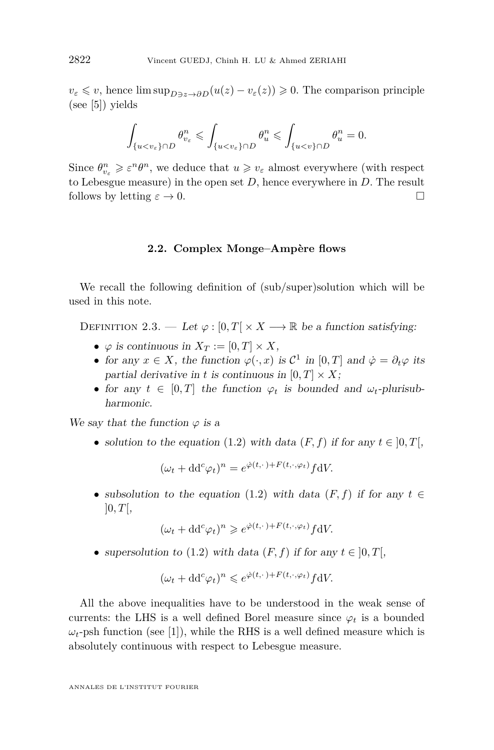$v_\varepsilon \leqslant v$, hence $\limsup_{D \ni z \to \partial D}(u(z) - v_\varepsilon(z)) \geqslant 0$. The comparison principle (see [5]) yields

$$\int_{\{u<v_\varepsilon\}\cap D} \theta_{v_\varepsilon}^n \leqslant \int_{\{u<v_\varepsilon\}\cap D} \theta_u^n \leqslant \int_{\{u<v\}\cap D} \theta_u^n = 0.$$

Since $\theta_{v_\varepsilon}^n \geqslant \varepsilon^n \theta^n$, we deduce that $u \geqslant v_\varepsilon$ almost everywhere (with respect to Lebesgue measure) in the open set $D$, hence everywhere in $D$. The result follows by letting $\varepsilon \to 0$. □

### 2.2. Complex Monge–Ampère flows

We recall the following definition of (sub/super)solution which will be used in this note.

Definition 2.3. — *Let $\varphi : [0, T[ \times X \longrightarrow \mathbb{R}$ be a function satisfying:*

- *$\varphi$ is continuous in $X_T := [0, T] \times X$,*
- *for any $x \in X$, the function $\varphi(\cdot, x)$ is $\mathcal{C}^1$ in $[0, T]$ and $\dot{\varphi} = \partial_t \varphi$ its partial derivative in $t$ is continuous in $[0, T] \times X$;*
- *for any $t \in [0, T]$ the function $\varphi_t$ is bounded and $\omega_t$-plurisubharmonic.*

*We say that the function $\varphi$ is a*

- *solution to the equation (1.2) with data $(F, f)$ if for any $t \in ]0, T[$,*

$$(\omega_t + dd^c \varphi_t)^n = e^{\dot{\varphi}(t,\cdot)+F(t,\cdot,\varphi_t)} f dV.$$

- *subsolution to the equation (1.2) with data $(F, f)$ if for any $t \in ]0, T[$,*

$$(\omega_t + dd^c \varphi_t)^n \geqslant e^{\dot{\varphi}(t,\cdot)+F(t,\cdot,\varphi_t)} f dV.$$

- *supersolution to (1.2) with data $(F, f)$ if for any $t \in ]0, T[$,*

$$(\omega_t + dd^c \varphi_t)^n \leqslant e^{\dot{\varphi}(t,\cdot)+F(t,\cdot,\varphi_t)} f dV.$$

All the above inequalities have to be understood in the weak sense of currents: the LHS is a well defined Borel measure since $\varphi_t$ is a bounded $\omega_t$-psh function (see [1]), while the RHS is a well defined measure which is absolutely continuous with respect to Lebesgue measure.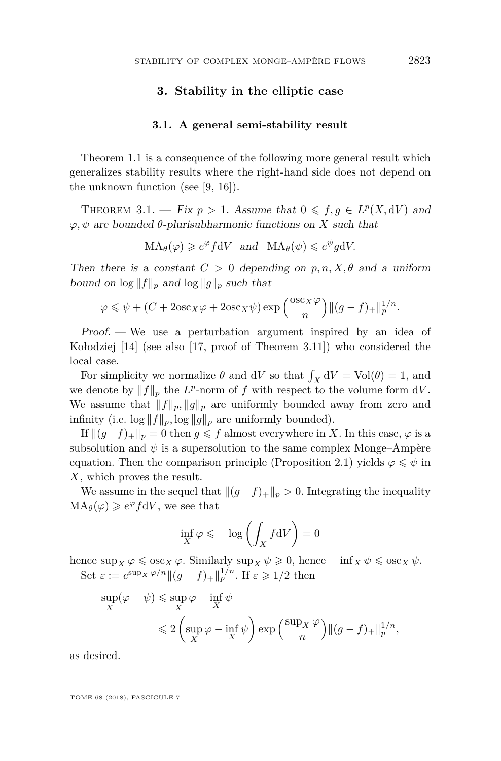## 3. Stability in the elliptic case

### 3.1. A general semi-stability result

Theorem 1.1 is a consequence of the following more general result which generalizes stability results where the right-hand side does not depend on the unknown function (see [9, 16]).

Theorem 3.1. — *Fix $p > 1$. Assume that $0 \leqslant f, g \in L^p(X, \mathrm{d}V)$ and $\varphi, \psi$ are bounded $\theta$-plurisubharmonic functions on $X$ such that*

$$\mathrm{MA}_\theta(\varphi) \geqslant e^{\varphi} f \mathrm{d}V \quad \text{and} \quad \mathrm{MA}_\theta(\psi) \leqslant e^{\psi} g \mathrm{d}V.$$

*Then there is a constant $C > 0$ depending on $p, n, X, \theta$ and a uniform bound on $\log \|f\|_p$ and $\log \|g\|_p$ such that*

$$\varphi \leqslant \psi + (C + 2\mathrm{osc}_X \varphi + 2\mathrm{osc}_X \psi) \exp\left(\frac{\mathrm{osc}_X \varphi}{n}\right) \|(g-f)_+\|_p^{1/n}.$$

*Proof.* — We use a perturbation argument inspired by an idea of Kołodziej [14] (see also [17, proof of Theorem 3.11]) who considered the local case.

For simplicity we normalize $\theta$ and $\mathrm{d}V$ so that $\int_X \mathrm{d}V = \mathrm{Vol}(\theta) = 1$, and we denote by $\|f\|_p$ the $L^p$-norm of $f$ with respect to the volume form $\mathrm{d}V$. We assume that $\|f\|_p, \|g\|_p$ are uniformly bounded away from zero and infinity (i.e. $\log \|f\|_p, \log \|g\|_p$ are uniformly bounded).

If $\|(g-f)_+\|_p = 0$ then $g \leqslant f$ almost everywhere in $X$. In this case, $\varphi$ is a subsolution and $\psi$ is a supersolution to the same complex Monge–Ampère equation. Then the comparison principle (Proposition 2.1) yields $\varphi \leqslant \psi$ in $X$, which proves the result.

We assume in the sequel that $\|(g-f)_+\|_p > 0$. Integrating the inequality $\mathrm{MA}_\theta(\varphi) \geqslant e^{\varphi} f \mathrm{d}V$, we see that

$$\inf_X \varphi \leqslant -\log\left(\int_X f \mathrm{d}V\right) = 0$$

hence $\sup_X \varphi \leqslant \mathrm{osc}_X \varphi$. Similarly $\sup_X \psi \geqslant 0$, hence $-\inf_X \psi \leqslant \mathrm{osc}_X \psi$.

Set $\varepsilon := e^{\sup_X \varphi / n} \|(g-f)_+\|_p^{1/n}$. If $\varepsilon \geqslant 1/2$ then

$$\begin{aligned} \sup_X(\varphi - \psi) &\leqslant \sup_X \varphi - \inf_X \psi \\ &\leqslant 2\left(\sup_X \varphi - \inf_X \psi\right) \exp\left(\frac{\sup_X \varphi}{n}\right) \|(g-f)_+\|_p^{1/n}, \end{aligned}$$

as desired.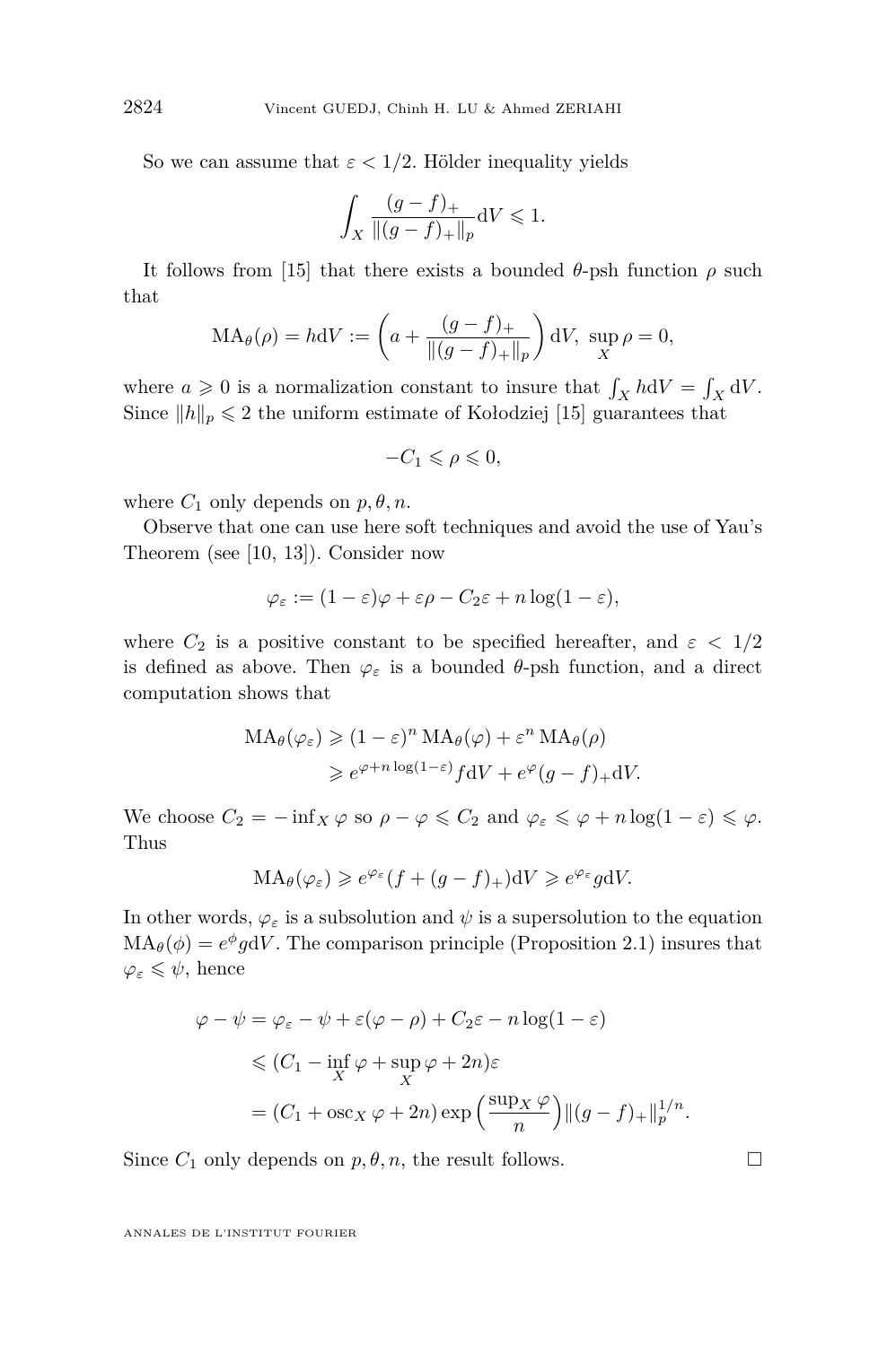So we can assume that $\varepsilon < 1/2$. Hölder inequality yields

$$\int_X \frac{(g-f)_+}{\|(g-f)_+\|_p} \mathrm{d}V \leqslant 1.$$

It follows from [15] that there exists a bounded $\theta$-psh function $\rho$ such that

$$\mathrm{MA}_\theta(\rho) = h\mathrm{d}V := \left(a + \frac{(g-f)_+}{\|(g-f)_+\|_p}\right)\mathrm{d}V, \ \sup_X \rho = 0,$$

where $a \geqslant 0$ is a normalization constant to insure that $\int_X h\mathrm{d}V = \int_X \mathrm{d}V$. Since $\|h\|_p \leqslant 2$ the uniform estimate of Kołodziej [15] guarantees that

$$-C_1 \leqslant \rho \leqslant 0,$$

where $C_1$ only depends on $p, \theta, n$.

Observe that one can use here soft techniques and avoid the use of Yau's Theorem (see [10, 13]). Consider now

$$\varphi_\varepsilon := (1-\varepsilon)\varphi + \varepsilon\rho - C_2\varepsilon + n\log(1-\varepsilon),$$

where $C_2$ is a positive constant to be specified hereafter, and $\varepsilon < 1/2$ is defined as above. Then $\varphi_\varepsilon$ is a bounded $\theta$-psh function, and a direct computation shows that

$$\begin{aligned}\mathrm{MA}_\theta(\varphi_\varepsilon) &\geqslant (1-\varepsilon)^n \mathrm{MA}_\theta(\varphi) + \varepsilon^n \mathrm{MA}_\theta(\rho)\\ &\geqslant e^{\varphi + n\log(1-\varepsilon)} f\mathrm{d}V + e^{\varphi}(g-f)_+\mathrm{d}V.\end{aligned}$$

We choose $C_2 = -\inf_X \varphi$ so $\rho - \varphi \leqslant C_2$ and $\varphi_\varepsilon \leqslant \varphi + n\log(1-\varepsilon) \leqslant \varphi$. Thus

$$\mathrm{MA}_\theta(\varphi_\varepsilon) \geqslant e^{\varphi_\varepsilon}(f + (g-f)_+)\mathrm{d}V \geqslant e^{\varphi_\varepsilon} g\mathrm{d}V.$$

In other words, $\varphi_\varepsilon$ is a subsolution and $\psi$ is a supersolution to the equation $\mathrm{MA}_\theta(\phi) = e^\phi g\mathrm{d}V$. The comparison principle (Proposition 2.1) insures that $\varphi_\varepsilon \leqslant \psi$, hence

$$\begin{aligned}\varphi - \psi &= \varphi_\varepsilon - \psi + \varepsilon(\varphi - \rho) + C_2\varepsilon - n\log(1-\varepsilon)\\ &\leqslant (C_1 - \inf_X \varphi + \sup_X \varphi + 2n)\varepsilon\\ &= (C_1 + \mathrm{osc}_X \varphi + 2n)\exp\left(\frac{\sup_X \varphi}{n}\right)\|(g-f)_+\|_p^{1/n}.\end{aligned}$$

Since $C_1$ only depends on $p, \theta, n$, the result follows. □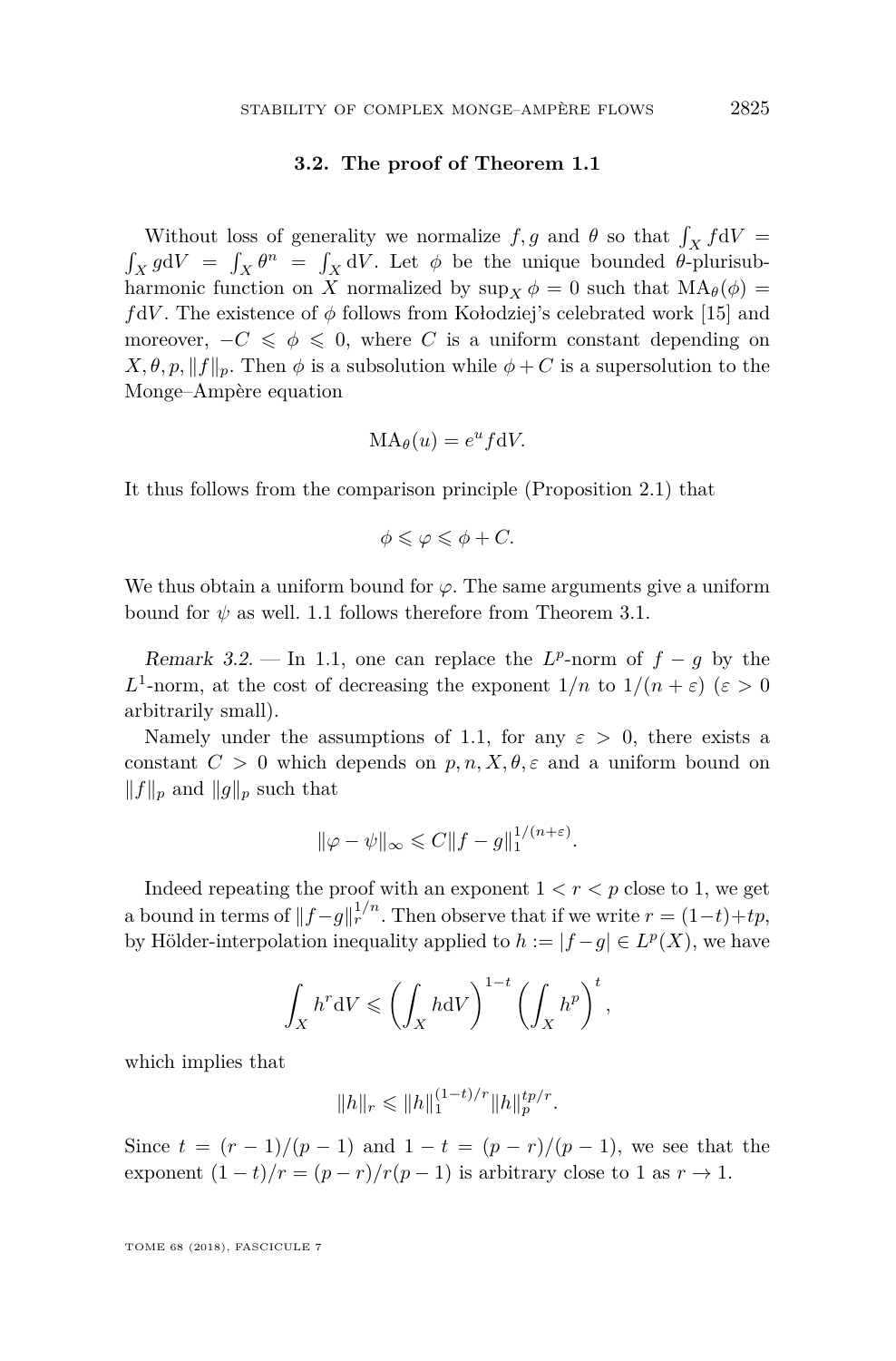### 3.2. The proof of Theorem 1.1

Without loss of generality we normalize $f, g$ and $\theta$ so that $\int_X f \mathrm{d}V = \int_X g \mathrm{d}V = \int_X \theta^n = \int_X \mathrm{d}V$. Let $\phi$ be the unique bounded $\theta$-plurisubharmonic function on $X$ normalized by $\sup_X \phi = 0$ such that $\mathrm{MA}_\theta(\phi) = f\mathrm{d}V$. The existence of $\phi$ follows from Kołodziej's celebrated work [15] and moreover, $-C \leqslant \phi \leqslant 0$, where $C$ is a uniform constant depending on $X, \theta, p, \|f\|_p$. Then $\phi$ is a subsolution while $\phi + C$ is a supersolution to the Monge–Ampère equation

$$\mathrm{MA}_\theta(u) = e^u f \mathrm{d}V.$$

It thus follows from the comparison principle (Proposition 2.1) that

$$\phi \leqslant \varphi \leqslant \phi + C.$$

We thus obtain a uniform bound for $\varphi$. The same arguments give a uniform bound for $\psi$ as well. 1.1 follows therefore from Theorem 3.1.

*Remark 3.2.* — In 1.1, one can replace the $L^p$-norm of $f - g$ by the $L^1$-norm, at the cost of decreasing the exponent $1/n$ to $1/(n+\varepsilon)$ ($\varepsilon > 0$ arbitrarily small).

Namely under the assumptions of 1.1, for any $\varepsilon > 0$, there exists a constant $C > 0$ which depends on $p, n, X, \theta, \varepsilon$ and a uniform bound on $\|f\|_p$ and $\|g\|_p$ such that

$$\|\varphi - \psi\|_\infty \leqslant C \|f - g\|_1^{1/(n+\varepsilon)}.$$

Indeed repeating the proof with an exponent $1 < r < p$ close to 1, we get a bound in terms of $\|f - g\|_r^{1/n}$. Then observe that if we write $r = (1-t) + tp$, by Hölder-interpolation inequality applied to $h := |f - g| \in L^p(X)$, we have

$$\int_X h^r \mathrm{d}V \leqslant \left( \int_X h \mathrm{d}V \right)^{1-t} \left( \int_X h^p \right)^t,$$

which implies that

$$\|h\|_r \leqslant \|h\|_1^{(1-t)/r} \|h\|_p^{tp/r}.$$

Since $t = (r-1)/(p-1)$ and $1 - t = (p-r)/(p-1)$, we see that the exponent $(1-t)/r = (p-r)/r(p-1)$ is arbitrary close to 1 as $r \to 1$.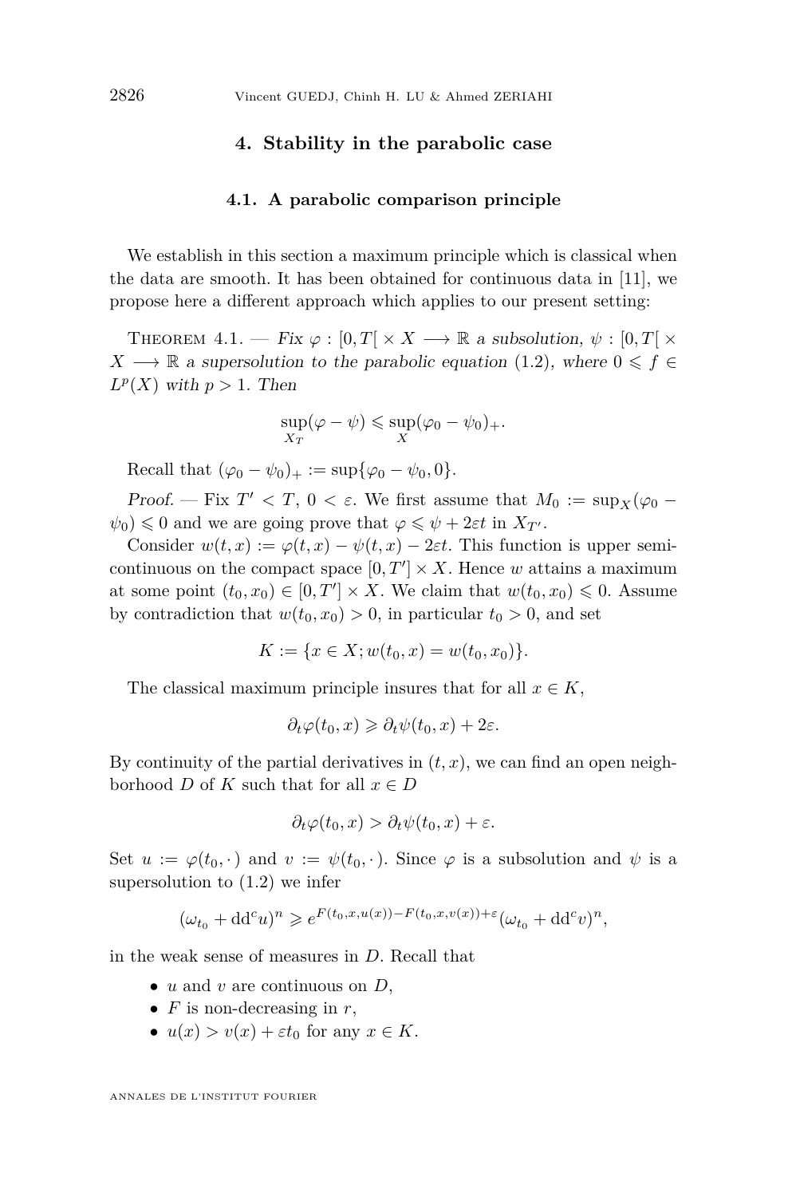## 4. Stability in the parabolic case

### 4.1. A parabolic comparison principle

We establish in this section a maximum principle which is classical when the data are smooth. It has been obtained for continuous data in [11], we propose here a different approach which applies to our present setting:

Theorem 4.1. — *Fix $\varphi : [0, T[ \times X \longrightarrow \mathbb{R}$ a subsolution, $\psi : [0, T[ \times X \longrightarrow \mathbb{R}$ a supersolution to the parabolic equation* (1.2)*, where $0 \leqslant f \in L^p(X)$ with $p > 1$. Then*

$$\sup_{X_T}(\varphi - \psi) \leqslant \sup_X (\varphi_0 - \psi_0)_+.$$

Recall that $(\varphi_0 - \psi_0)_+ := \sup\{\varphi_0 - \psi_0, 0\}$.

*Proof.* — Fix $T' < T$, $0 < \varepsilon$. We first assume that $M_0 := \sup_X(\varphi_0 - \psi_0) \leqslant 0$ and we are going prove that $\varphi \leqslant \psi + 2\varepsilon t$ in $X_{T'}$.

Consider $w(t, x) := \varphi(t, x) - \psi(t, x) - 2\varepsilon t$. This function is upper semi-continuous on the compact space $[0, T'] \times X$. Hence $w$ attains a maximum at some point $(t_0, x_0) \in [0, T'] \times X$. We claim that $w(t_0, x_0) \leqslant 0$. Assume by contradiction that $w(t_0, x_0) > 0$, in particular $t_0 > 0$, and set

$$K := \{x \in X; w(t_0, x) = w(t_0, x_0)\}.$$

The classical maximum principle insures that for all $x \in K$,

$$\partial_t \varphi(t_0, x) \geqslant \partial_t \psi(t_0, x) + 2\varepsilon.$$

By continuity of the partial derivatives in $(t, x)$, we can find an open neighborhood $D$ of $K$ such that for all $x \in D$

$$\partial_t \varphi(t_0, x) > \partial_t \psi(t_0, x) + \varepsilon.$$

Set $u := \varphi(t_0, \cdot)$ and $v := \psi(t_0, \cdot)$. Since $\varphi$ is a subsolution and $\psi$ is a supersolution to (1.2) we infer

$$(\omega_{t_0} + \mathrm{dd}^c u)^n \geqslant e^{F(t_0, x, u(x)) - F(t_0, x, v(x)) + \varepsilon} (\omega_{t_0} + \mathrm{dd}^c v)^n,$$

in the weak sense of measures in $D$. Recall that

- $u$ and $v$ are continuous on $D$,
- $F$ is non-decreasing in $r$,
- $u(x) > v(x) + \varepsilon t_0$ for any $x \in K$.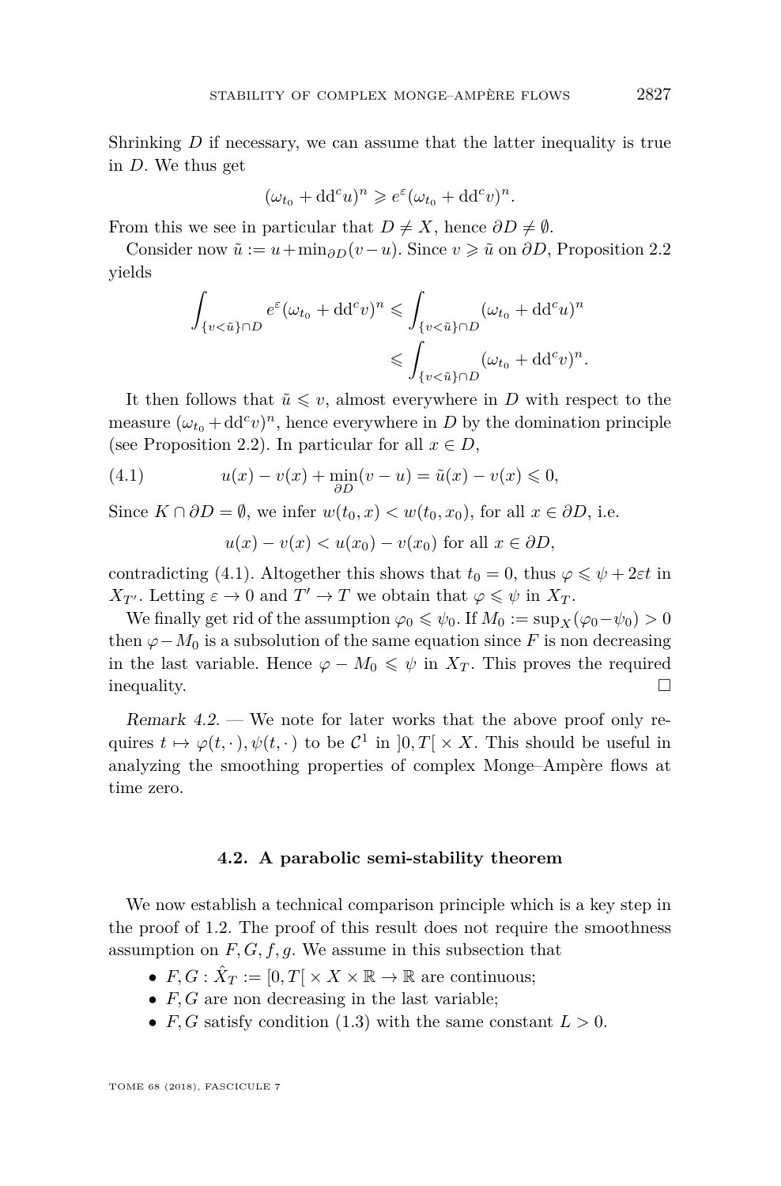Shrinking $D$ if necessary, we can assume that the latter inequality is true in $D$. We thus get

$$(\omega_{t_0} + \mathrm{dd}^c u)^n \geqslant e^{\varepsilon}(\omega_{t_0} + \mathrm{dd}^c v)^n.$$

From this we see in particular that $D \neq X$, hence $\partial D \neq \emptyset$.

Consider now $\tilde{u} := u + \min_{\partial D}(v - u)$. Since $v \geqslant \tilde{u}$ on $\partial D$, Proposition 2.2 yields

$$\begin{aligned}\int_{\{v<\tilde{u}\}\cap D} e^{\varepsilon}(\omega_{t_0} + \mathrm{dd}^c v)^n &\leqslant \int_{\{v<\tilde{u}\}\cap D} (\omega_{t_0} + \mathrm{dd}^c u)^n \\ &\leqslant \int_{\{v<\tilde{u}\}\cap D} (\omega_{t_0} + \mathrm{dd}^c v)^n.\end{aligned}$$

It then follows that $\tilde{u} \leqslant v$, almost everywhere in $D$ with respect to the measure $(\omega_{t_0} + \mathrm{dd}^c v)^n$, hence everywhere in $D$ by the domination principle (see Proposition 2.2). In particular for all $x \in D$,

$$u(x) - v(x) + \min_{\partial D}(v - u) = \tilde{u}(x) - v(x) \leqslant 0, \tag{4.1}$$

Since $K \cap \partial D = \emptyset$, we infer $w(t_0, x) < w(t_0, x_0)$, for all $x \in \partial D$, i.e.

$$u(x) - v(x) < u(x_0) - v(x_0) \text{ for all } x \in \partial D,$$

contradicting (4.1). Altogether this shows that $t_0 = 0$, thus $\varphi \leqslant \psi + 2\varepsilon t$ in $X_{T'}$. Letting $\varepsilon \to 0$ and $T' \to T$ we obtain that $\varphi \leqslant \psi$ in $X_T$.

We finally get rid of the assumption $\varphi_0 \leqslant \psi_0$. If $M_0 := \sup_X(\varphi_0 - \psi_0) > 0$ then $\varphi - M_0$ is a subsolution of the same equation since $F$ is non decreasing in the last variable. Hence $\varphi - M_0 \leqslant \psi$ in $X_T$. This proves the required inequality. □

*Remark 4.2.* — We note for later works that the above proof only requires $t \mapsto \varphi(t, \cdot), \psi(t, \cdot)$ to be $\mathcal{C}^1$ in $]0, T[\, \times X$. This should be useful in analyzing the smoothing properties of complex Monge–Ampère flows at time zero.

### 4.2. A parabolic semi-stability theorem

We now establish a technical comparison principle which is a key step in the proof of 1.2. The proof of this result does not require the smoothness assumption on $F, G, f, g$. We assume in this subsection that

- $F, G : \hat{X}_T := [0, T[\, \times X \times \mathbb{R} \to \mathbb{R}$ are continuous;
- $F, G$ are non decreasing in the last variable;
- $F, G$ satisfy condition (1.3) with the same constant $L > 0$.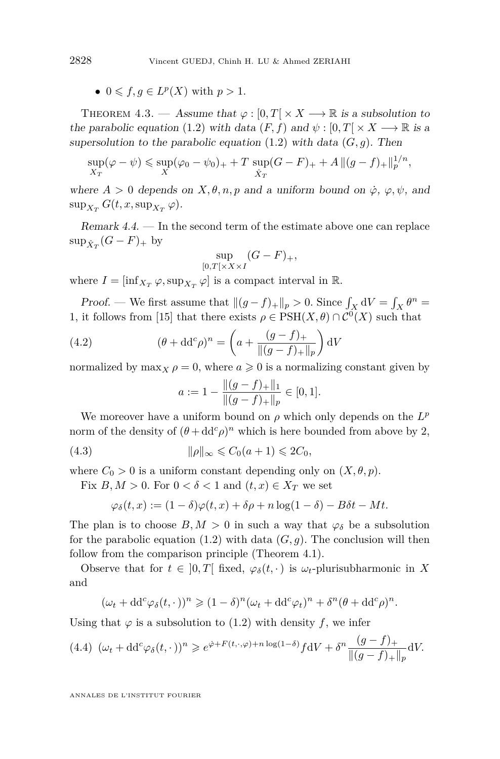- $0 \leqslant f, g \in L^p(X)$ with $p > 1$.

Theorem 4.3. — *Assume that $\varphi : [0, T[ \times X \longrightarrow \mathbb{R}$ is a subsolution to the parabolic equation* (1.2) *with data $(F, f)$ and $\psi : [0, T[ \times X \longrightarrow \mathbb{R}$ is a supersolution to the parabolic equation* (1.2) *with data $(G, g)$. Then*

$$\sup_{X_T}(\varphi - \psi) \leqslant \sup_X(\varphi_0 - \psi_0)_+ + T \sup_{\hat{X}_T}(G - F)_+ + A \|(g - f)_+\|_p^{1/n},$$

*where $A > 0$ depends on $X, \theta, n, p$ and a uniform bound on $\dot{\varphi}$, $\varphi, \psi$, and $\sup_{X_T} G(t, x, \sup_{X_T} \varphi)$.*

*Remark 4.4.* — In the second term of the estimate above one can replace $\sup_{\hat{X}_T}(G - F)_+$ by

$$\sup_{[0,T[\times X \times I}(G - F)_+,$$

where $I = [\inf_{X_T} \varphi, \sup_{X_T} \varphi]$ is a compact interval in $\mathbb{R}$.

*Proof.* — We first assume that $\|(g - f)_+\|_p > 0$. Since $\int_X \mathrm{d}V = \int_X \theta^n = 1$, it follows from [15] that there exists $\rho \in \mathrm{PSH}(X, \theta) \cap \mathcal{C}^0(X)$ such that

$$(\theta + \mathrm{dd}^c \rho)^n = \left(a + \frac{(g - f)_+}{\|(g - f)_+\|_p}\right) \mathrm{d}V \tag{4.2}$$

normalized by $\max_X \rho = 0$, where $a \geqslant 0$ is a normalizing constant given by

$$a := 1 - \frac{\|(g - f)_+\|_1}{\|(g - f)_+\|_p} \in [0, 1].$$

We moreover have a uniform bound on $\rho$ which only depends on the $L^p$ norm of the density of $(\theta + \mathrm{dd}^c \rho)^n$ which is here bounded from above by 2,

$$\|\rho\|_\infty \leqslant C_0(a + 1) \leqslant 2C_0, \tag{4.3}$$

where $C_0 > 0$ is a uniform constant depending only on $(X, \theta, p)$.

Fix $B, M > 0$. For $0 < \delta < 1$ and $(t, x) \in X_T$ we set

$$\varphi_\delta(t, x) := (1 - \delta)\varphi(t, x) + \delta\rho + n \log(1 - \delta) - B\delta t - Mt.$$

The plan is to choose $B, M > 0$ in such a way that $\varphi_\delta$ be a subsolution for the parabolic equation (1.2) with data $(G, g)$. The conclusion will then follow from the comparison principle (Theorem 4.1).

Observe that for $t \in ]0, T[$ fixed, $\varphi_\delta(t, \cdot)$ is $\omega_t$-plurisubharmonic in $X$ and

$$(\omega_t + \mathrm{dd}^c \varphi_\delta(t, \cdot))^n \geqslant (1 - \delta)^n (\omega_t + \mathrm{dd}^c \varphi_t)^n + \delta^n (\theta + \mathrm{dd}^c \rho)^n.$$

Using that $\varphi$ is a subsolution to (1.2) with density $f$, we infer

$$(\omega_t + \mathrm{dd}^c \varphi_\delta(t, \cdot))^n \geqslant e^{\dot{\varphi} + F(t, \cdot, \varphi) + n \log(1 - \delta)} f \mathrm{d}V + \delta^n \frac{(g - f)_+}{\|(g - f)_+\|_p} \mathrm{d}V. \tag{4.4}$$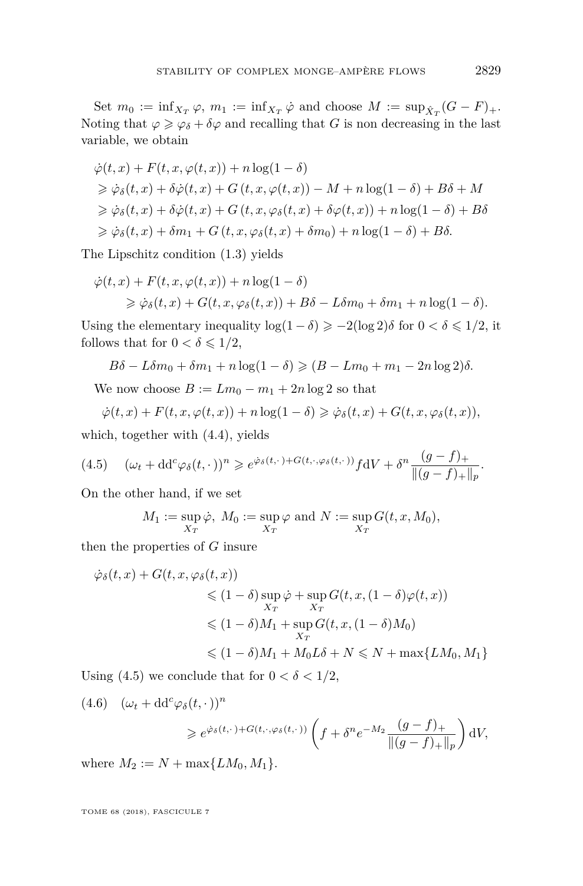Set $m_0 := \inf_{X_T} \varphi$, $m_1 := \inf_{X_T} \dot{\varphi}$ and choose $M := \sup_{\hat{X}_T}(G - F)_+$. Noting that $\varphi \geqslant \varphi_\delta + \delta\varphi$ and recalling that $G$ is non decreasing in the last variable, we obtain

$$
\begin{aligned}
&\dot{\varphi}(t,x) + F(t,x,\varphi(t,x)) + n\log(1-\delta) \\
&\geqslant \dot{\varphi}_\delta(t,x) + \delta\dot{\varphi}(t,x) + G\left(t,x,\varphi(t,x)\right) - M + n\log(1-\delta) + B\delta + M \\
&\geqslant \dot{\varphi}_\delta(t,x) + \delta\dot{\varphi}(t,x) + G\left(t,x,\varphi_\delta(t,x) + \delta\varphi(t,x)\right) + n\log(1-\delta) + B\delta \\
&\geqslant \dot{\varphi}_\delta(t,x) + \delta m_1 + G\left(t,x,\varphi_\delta(t,x) + \delta m_0\right) + n\log(1-\delta) + B\delta.
\end{aligned}
$$

The Lipschitz condition (1.3) yields

$$
\begin{aligned}
&\dot{\varphi}(t,x) + F(t,x,\varphi(t,x)) + n\log(1-\delta) \\
&\qquad \geqslant \dot{\varphi}_\delta(t,x) + G(t,x,\varphi_\delta(t,x)) + B\delta - L\delta m_0 + \delta m_1 + n\log(1-\delta).
\end{aligned}
$$

Using the elementary inequality $\log(1-\delta) \geqslant -2(\log 2)\delta$ for $0 < \delta \leqslant 1/2$, it follows that for $0 < \delta \leqslant 1/2$,

$$
B\delta - L\delta m_0 + \delta m_1 + n\log(1-\delta) \geqslant (B - Lm_0 + m_1 - 2n\log 2)\delta.
$$

We now choose $B := Lm_0 - m_1 + 2n\log 2$ so that

$$
\dot{\varphi}(t,x) + F(t,x,\varphi(t,x)) + n\log(1-\delta) \geqslant \dot{\varphi}_\delta(t,x) + G(t,x,\varphi_\delta(t,x)),
$$

which, together with (4.4), yields

$$
(4.5) \quad (\omega_t + \mathrm{dd}^c\varphi_\delta(t,\cdot))^n \geqslant e^{\dot{\varphi}_\delta(t,\cdot) + G(t,\cdot,\varphi_\delta(t,\cdot))} f \mathrm{d}V + \delta^n \frac{(g-f)_+}{\|(g-f)_+\|_p}.
$$

On the other hand, if we set

$$
M_1 := \sup_{X_T} \dot{\varphi},\ M_0 := \sup_{X_T} \varphi \text{ and } N := \sup_{X_T} G(t,x,M_0),
$$

then the properties of $G$ insure

$$
\begin{aligned}
\dot{\varphi}_\delta(t,x) &+ G(t,x,\varphi_\delta(t,x)) \\
&\leqslant (1-\delta)\sup_{X_T}\dot{\varphi} + \sup_{X_T} G(t,x,(1-\delta)\varphi(t,x)) \\
&\leqslant (1-\delta)M_1 + \sup_{X_T} G(t,x,(1-\delta)M_0) \\
&\leqslant (1-\delta)M_1 + M_0 L\delta + N \leqslant N + \max\{LM_0, M_1\}
\end{aligned}
$$

Using (4.5) we conclude that for $0 < \delta < 1/2$,

$$
\begin{aligned}
(4.6) \quad &(\omega_t + \mathrm{dd}^c\varphi_\delta(t,\cdot))^n \\
&\qquad \geqslant e^{\dot{\varphi}_\delta(t,\cdot) + G(t,\cdot,\varphi_\delta(t,\cdot))} \left( f + \delta^n e^{-M_2} \frac{(g-f)_+}{\|(g-f)_+\|_p} \right) \mathrm{d}V,
\end{aligned}
$$

where $M_2 := N + \max\{LM_0, M_1\}$.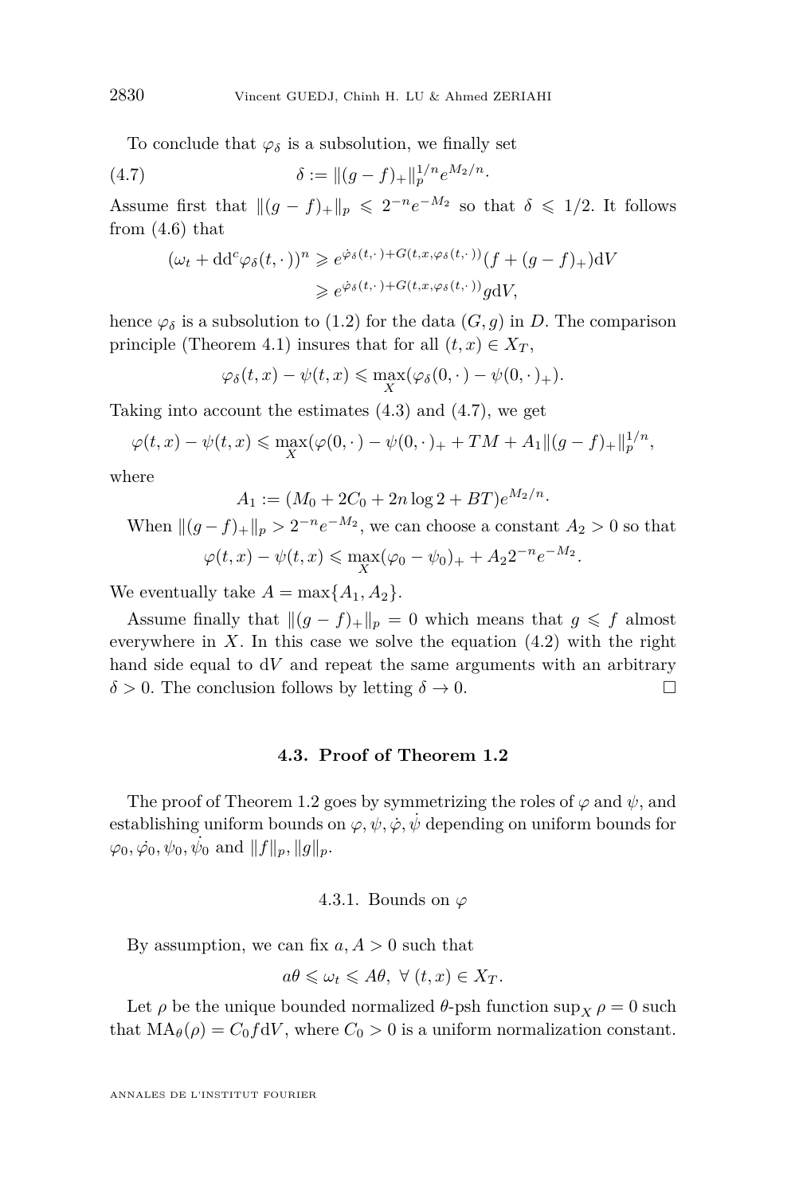To conclude that $\varphi_\delta$ is a subsolution, we finally set

$$\delta := \|(g-f)_+\|_p^{1/n} e^{M_2/n}. \tag{4.7}$$

Assume first that $\|(g-f)_+\|_p \leqslant 2^{-n} e^{-M_2}$ so that $\delta \leqslant 1/2$. It follows from (4.6) that

$$\begin{aligned}(\omega_t + dd^c \varphi_\delta(t,\cdot))^n &\geqslant e^{\dot{\varphi}_\delta(t,\cdot) + G(t,x,\varphi_\delta(t,\cdot))}(f + (g-f)_+) dV \\ &\geqslant e^{\dot{\varphi}_\delta(t,\cdot) + G(t,x,\varphi_\delta(t,\cdot))} g dV,\end{aligned}$$

hence $\varphi_\delta$ is a subsolution to (1.2) for the data $(G, g)$ in $D$. The comparison principle (Theorem 4.1) insures that for all $(t,x) \in X_T$,

$$\varphi_\delta(t,x) - \psi(t,x) \leqslant \max_X (\varphi_\delta(0,\cdot) - \psi(0,\cdot)_+).$$

Taking into account the estimates (4.3) and (4.7), we get

$$\varphi(t,x) - \psi(t,x) \leqslant \max_X (\varphi(0,\cdot) - \psi(0,\cdot)_+ + TM + A_1 \|(g-f)_+\|_p^{1/n},$$

where

$$A_1 := (M_0 + 2C_0 + 2n \log 2 + BT) e^{M_2/n}.$$

When $\|(g-f)_+\|_p > 2^{-n} e^{-M_2}$, we can choose a constant $A_2 > 0$ so that

$$\varphi(t,x) - \psi(t,x) \leqslant \max_X (\varphi_0 - \psi_0)_+ + A_2 2^{-n} e^{-M_2}.$$

We eventually take $A = \max\{A_1, A_2\}$.

Assume finally that $\|(g-f)_+\|_p = 0$ which means that $g \leqslant f$ almost everywhere in $X$. In this case we solve the equation (4.2) with the right hand side equal to $dV$ and repeat the same arguments with an arbitrary $\delta > 0$. The conclusion follows by letting $\delta \to 0$. □

### 4.3. Proof of Theorem 1.2

The proof of Theorem 1.2 goes by symmetrizing the roles of $\varphi$ and $\psi$, and establishing uniform bounds on $\varphi, \psi, \dot{\varphi}, \dot{\psi}$ depending on uniform bounds for $\varphi_0, \dot{\varphi_0}, \psi_0, \dot{\psi_0}$ and $\|f\|_p, \|g\|_p$.

#### 4.3.1. Bounds on $\varphi$

By assumption, we can fix $a, A > 0$ such that

$$a\theta \leqslant \omega_t \leqslant A\theta, \ \forall\, (t,x) \in X_T.$$

Let $\rho$ be the unique bounded normalized $\theta$-psh function $\sup_X \rho = 0$ such that $\mathrm{MA}_\theta(\rho) = C_0 f dV$, where $C_0 > 0$ is a uniform normalization constant.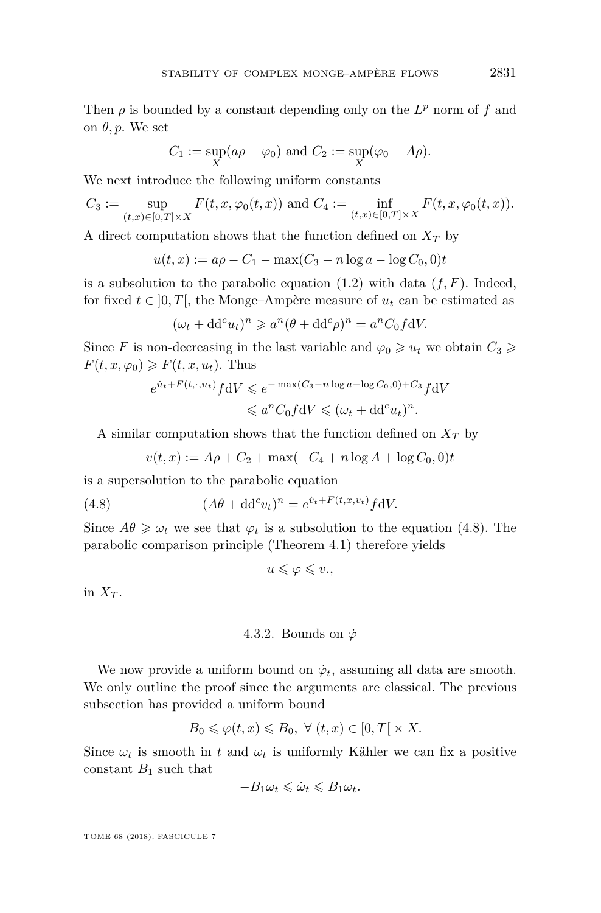Then $\rho$ is bounded by a constant depending only on the $L^p$ norm of $f$ and on $\theta, p$. We set

$$C_1 := \sup_X (a\rho - \varphi_0) \text{ and } C_2 := \sup_X (\varphi_0 - A\rho).$$

We next introduce the following uniform constants

$$C_3 := \sup_{(t,x)\in[0,T]\times X} F(t,x,\varphi_0(t,x)) \text{ and } C_4 := \inf_{(t,x)\in[0,T]\times X} F(t,x,\varphi_0(t,x)).$$

A direct computation shows that the function defined on $X_T$ by

$$u(t,x) := a\rho - C_1 - \max(C_3 - n\log a - \log C_0, 0)t$$

is a subsolution to the parabolic equation (1.2) with data $(f, F)$. Indeed, for fixed $t \in ]0,T[$, the Monge–Ampère measure of $u_t$ can be estimated as

$$(\omega_t + \mathrm{dd}^c u_t)^n \geqslant a^n(\theta + \mathrm{dd}^c \rho)^n = a^n C_0 f \mathrm{d}V.$$

Since $F$ is non-decreasing in the last variable and $\varphi_0 \geqslant u_t$ we obtain $C_3 \geqslant F(t,x,\varphi_0) \geqslant F(t,x,u_t)$. Thus

$$\begin{aligned} e^{\dot{u}_t + F(t,\cdot,u_t)} f \mathrm{d}V &\leqslant e^{-\max(C_3 - n\log a - \log C_0, 0) + C_3} f \mathrm{d}V \\ &\leqslant a^n C_0 f \mathrm{d}V \leqslant (\omega_t + \mathrm{dd}^c u_t)^n. \end{aligned}$$

A similar computation shows that the function defined on $X_T$ by

$$v(t,x) := A\rho + C_2 + \max(-C_4 + n\log A + \log C_0, 0)t$$

is a supersolution to the parabolic equation

$$(A\theta + \mathrm{dd}^c v_t)^n = e^{\dot{v}_t + F(t,x,v_t)} f \mathrm{d}V. \tag{4.8}$$

Since $A\theta \geqslant \omega_t$ we see that $\varphi_t$ is a subsolution to the equation (4.8). The parabolic comparison principle (Theorem 4.1) therefore yields

$$u \leqslant \varphi \leqslant v.,$$

in $X_T$.

#### 4.3.2. Bounds on $\dot{\varphi}$

We now provide a uniform bound on $\dot{\varphi}_t$, assuming all data are smooth. We only outline the proof since the arguments are classical. The previous subsection has provided a uniform bound

$$-B_0 \leqslant \varphi(t,x) \leqslant B_0, \ \forall \ (t,x) \in [0,T[ \times X.$$

Since $\omega_t$ is smooth in $t$ and $\omega_t$ is uniformly Kähler we can fix a positive constant $B_1$ such that

$$-B_1\omega_t \leqslant \dot{\omega}_t \leqslant B_1\omega_t.$$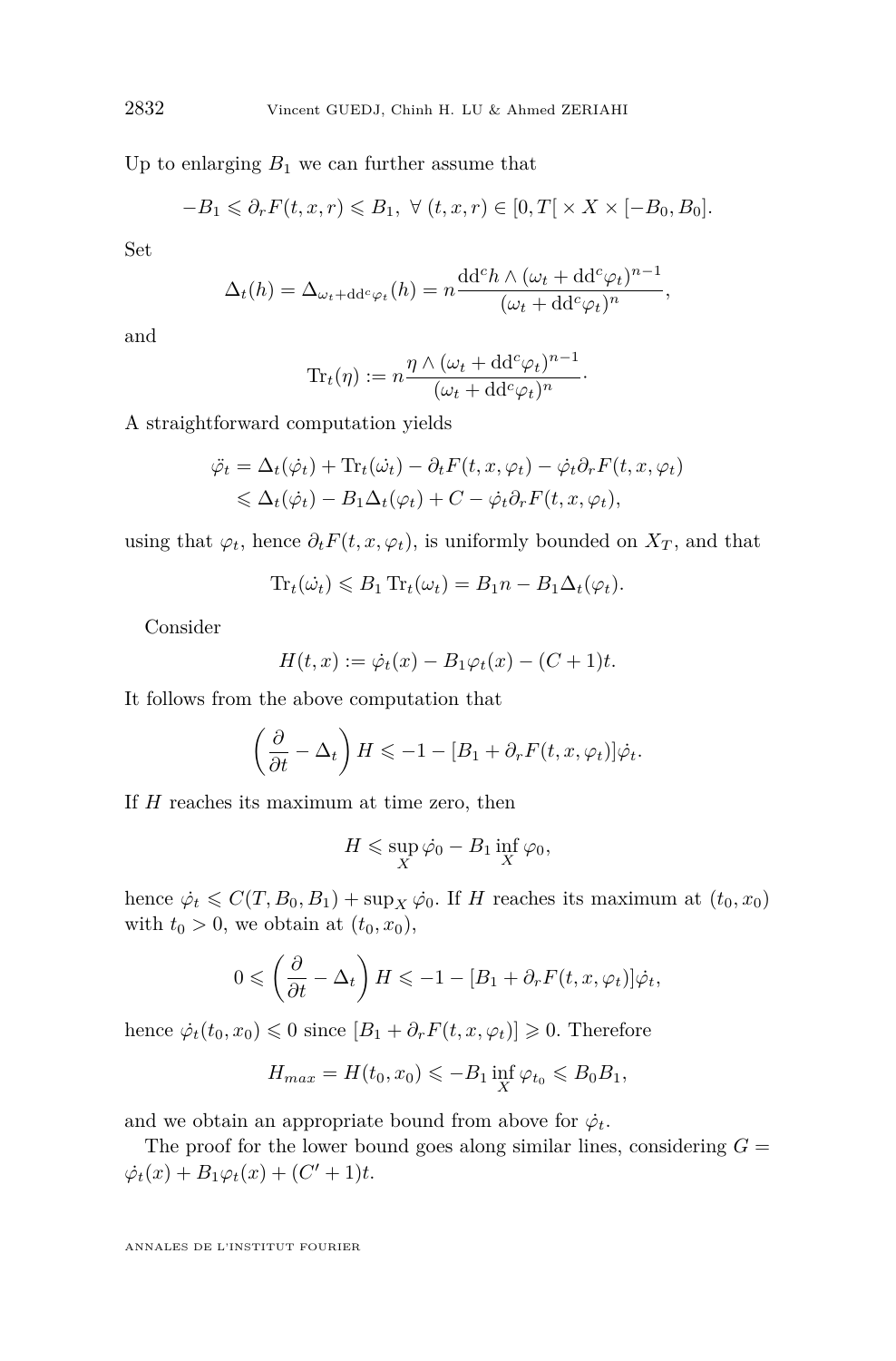Up to enlarging $B_1$ we can further assume that

$$-B_1 \leqslant \partial_r F(t,x,r) \leqslant B_1,\ \forall\ (t,x,r) \in [0,T[\times X \times [-B_0,B_0].$$

Set

$$\Delta_t(h) = \Delta_{\omega_t + dd^c\varphi_t}(h) = n\frac{dd^c h \wedge (\omega_t + dd^c\varphi_t)^{n-1}}{(\omega_t + dd^c\varphi_t)^n},$$

and

$$\mathrm{Tr}_t(\eta) := n\frac{\eta \wedge (\omega_t + dd^c\varphi_t)^{n-1}}{(\omega_t + dd^c\varphi_t)^n}\cdot$$

A straightforward computation yields

$$\begin{aligned}
\ddot{\varphi}_t &= \Delta_t(\dot{\varphi}_t) + \mathrm{Tr}_t(\dot{\omega}_t) - \partial_t F(t,x,\varphi_t) - \dot{\varphi}_t \partial_r F(t,x,\varphi_t) \\
&\leqslant \Delta_t(\dot{\varphi}_t) - B_1\Delta_t(\varphi_t) + C - \dot{\varphi}_t \partial_r F(t,x,\varphi_t),
\end{aligned}$$

using that $\varphi_t$, hence $\partial_t F(t,x,\varphi_t)$, is uniformly bounded on $X_T$, and that

$$\mathrm{Tr}_t(\dot{\omega}_t) \leqslant B_1\,\mathrm{Tr}_t(\omega_t) = B_1 n - B_1\Delta_t(\varphi_t).$$

Consider

$$H(t,x) := \dot{\varphi}_t(x) - B_1\varphi_t(x) - (C+1)t.$$

It follows from the above computation that

$$\left(\frac{\partial}{\partial t} - \Delta_t\right) H \leqslant -1 - [B_1 + \partial_r F(t,x,\varphi_t)]\dot{\varphi}_t.$$

If $H$ reaches its maximum at time zero, then

$$H \leqslant \sup_X \dot{\varphi}_0 - B_1 \inf_X \varphi_0,$$

hence $\dot{\varphi}_t \leqslant C(T,B_0,B_1) + \sup_X \dot{\varphi}_0$. If $H$ reaches its maximum at $(t_0,x_0)$ with $t_0 > 0$, we obtain at $(t_0,x_0)$,

$$0 \leqslant \left(\frac{\partial}{\partial t} - \Delta_t\right) H \leqslant -1 - [B_1 + \partial_r F(t,x,\varphi_t)]\dot{\varphi}_t,$$

hence $\dot{\varphi}_t(t_0,x_0) \leqslant 0$ since $[B_1 + \partial_r F(t,x,\varphi_t)] \geqslant 0$. Therefore

$$H_{max} = H(t_0,x_0) \leqslant -B_1 \inf_X \varphi_{t_0} \leqslant B_0 B_1,$$

and we obtain an appropriate bound from above for $\dot{\varphi}_t$.

The proof for the lower bound goes along similar lines, considering $G = \dot{\varphi}_t(x) + B_1\varphi_t(x) + (C'+1)t$.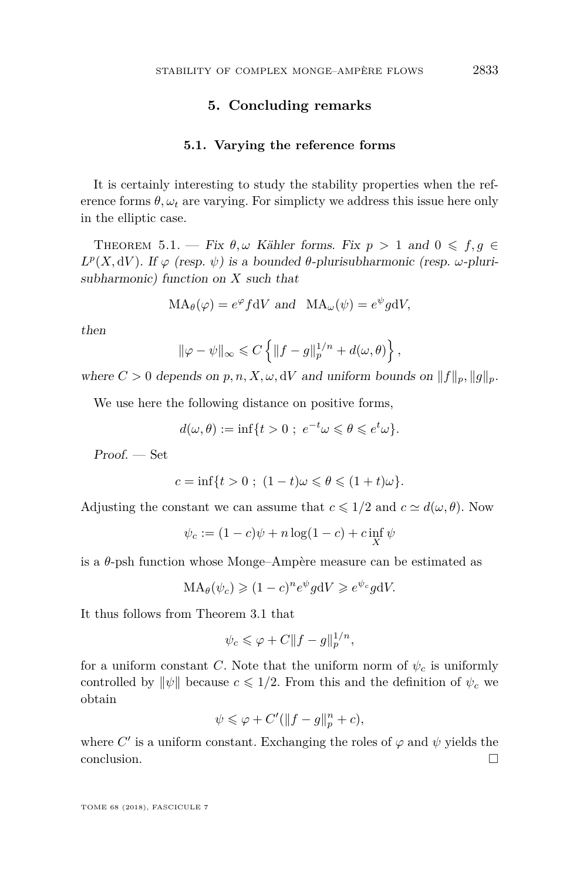## 5. Concluding remarks

### 5.1. Varying the reference forms

It is certainly interesting to study the stability properties when the reference forms $\theta, \omega_t$ are varying. For simplicty we address this issue here only in the elliptic case.

Theorem 5.1. — *Fix $\theta, \omega$ Kähler forms. Fix $p > 1$ and $0 \leqslant f, g \in L^p(X, \mathrm{d}V)$. If $\varphi$ (resp. $\psi$) is a bounded $\theta$-plurisubharmonic (resp. $\omega$-plurisubharmonic) function on $X$ such that*

$$\mathrm{MA}_\theta(\varphi) = e^\varphi f \mathrm{d}V \text{ and } \mathrm{MA}_\omega(\psi) = e^\psi g \mathrm{d}V,$$

*then*

$$\|\varphi - \psi\|_\infty \leqslant C \left\{ \|f - g\|_p^{1/n} + d(\omega, \theta) \right\},$$

*where $C > 0$ depends on $p, n, X, \omega, \mathrm{d}V$ and uniform bounds on $\|f\|_p, \|g\|_p$.*

We use here the following distance on positive forms,

$$d(\omega, \theta) := \inf\{t > 0 \; ; \; e^{-t}\omega \leqslant \theta \leqslant e^t \omega\}.$$

*Proof.* — Set

$$c = \inf\{t > 0 \; ; \; (1-t)\omega \leqslant \theta \leqslant (1+t)\omega\}.$$

Adjusting the constant we can assume that $c \leqslant 1/2$ and $c \simeq d(\omega, \theta)$. Now

$$\psi_c := (1-c)\psi + n \log(1-c) + c \inf_X \psi$$

is a $\theta$-psh function whose Monge–Ampère measure can be estimated as

$$\mathrm{MA}_\theta(\psi_c) \geqslant (1-c)^n e^\psi g \mathrm{d}V \geqslant e^{\psi_c} g \mathrm{d}V.$$

It thus follows from Theorem 3.1 that

$$\psi_c \leqslant \varphi + C\|f - g\|_p^{1/n},$$

for a uniform constant $C$. Note that the uniform norm of $\psi_c$ is uniformly controlled by $\|\psi\|$ because $c \leqslant 1/2$. From this and the definition of $\psi_c$ we obtain

$$\psi \leqslant \varphi + C'(\|f - g\|_p^n + c),$$

where $C'$ is a uniform constant. Exchanging the roles of $\varphi$ and $\psi$ yields the conclusion. $\square$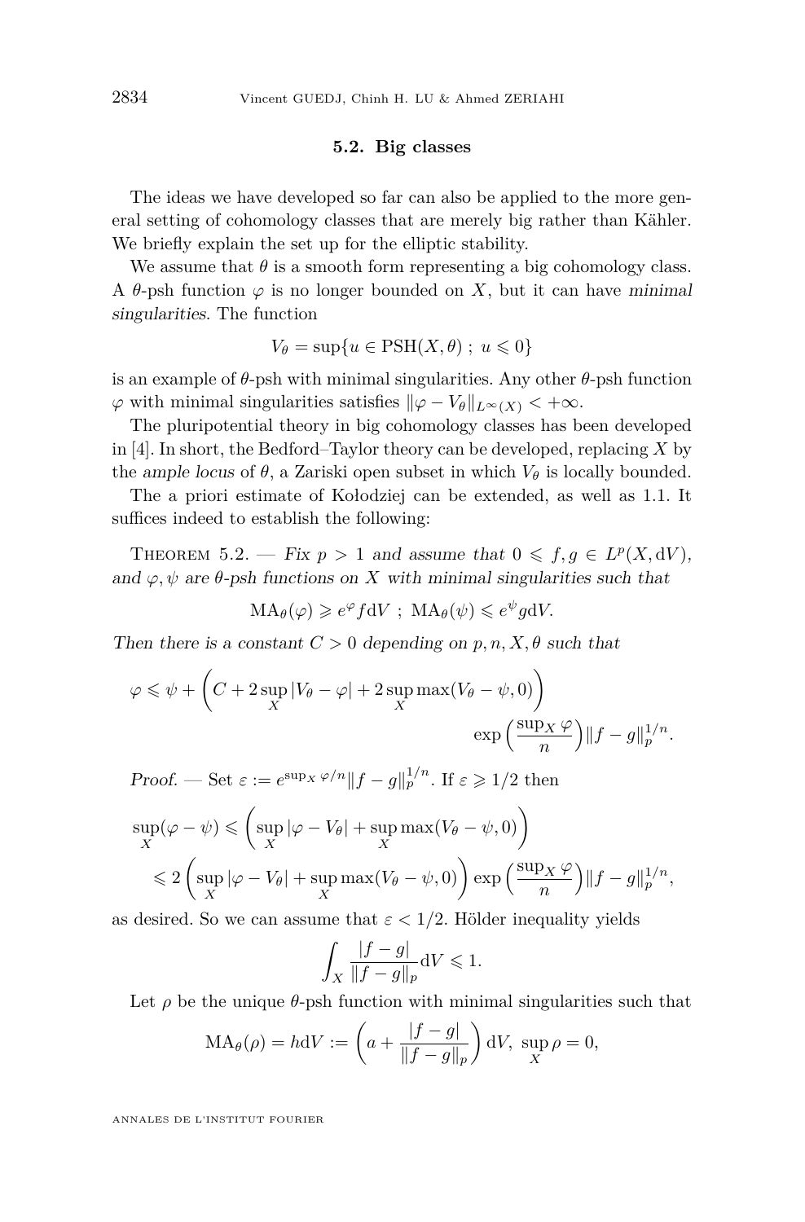### 5.2. Big classes

The ideas we have developed so far can also be applied to the more general setting of cohomology classes that are merely big rather than Kähler. We briefly explain the set up for the elliptic stability.

We assume that $\theta$ is a smooth form representing a big cohomology class. A $\theta$-psh function $\varphi$ is no longer bounded on $X$, but it can have *minimal singularities*. The function

$$V_\theta = \sup\{u \in \mathrm{PSH}(X,\theta)\ ;\ u \leqslant 0\}$$

is an example of $\theta$-psh with minimal singularities. Any other $\theta$-psh function $\varphi$ with minimal singularities satisfies $\|\varphi - V_\theta\|_{L^\infty(X)} < +\infty$.

The pluripotential theory in big cohomology classes has been developed in [4]. In short, the Bedford–Taylor theory can be developed, replacing $X$ by the *ample locus* of $\theta$, a Zariski open subset in which $V_\theta$ is locally bounded.

The a priori estimate of Kołodziej can be extended, as well as 1.1. It suffices indeed to establish the following:

Theorem 5.2. — *Fix $p > 1$ and assume that $0 \leqslant f, g \in L^p(X, \mathrm{d}V)$, and $\varphi, \psi$ are $\theta$-psh functions on $X$ with minimal singularities such that*

$$\mathrm{MA}_\theta(\varphi) \geqslant e^{\varphi} f \mathrm{d}V\ ;\ \mathrm{MA}_\theta(\psi) \leqslant e^{\psi} g \mathrm{d}V.$$

*Then there is a constant $C > 0$ depending on $p, n, X, \theta$ such that*

$$\varphi \leqslant \psi + \left(C + 2\sup_X |V_\theta - \varphi| + 2 \sup_X \max(V_\theta - \psi, 0)\right) \exp\left(\frac{\sup_X \varphi}{n}\right) \|f - g\|_p^{1/n}.$$

*Proof.* — Set $\varepsilon := e^{\sup_X \varphi/n} \|f - g\|_p^{1/n}$. If $\varepsilon \geqslant 1/2$ then

$$\begin{aligned}\sup_X(\varphi - \psi) &\leqslant \left(\sup_X |\varphi - V_\theta| + \sup_X \max(V_\theta - \psi, 0)\right) \\ &\leqslant 2\left(\sup_X |\varphi - V_\theta| + \sup_X \max(V_\theta - \psi, 0)\right) \exp\left(\frac{\sup_X \varphi}{n}\right) \|f - g\|_p^{1/n},\end{aligned}$$

as desired. So we can assume that $\varepsilon < 1/2$. Hölder inequality yields

$$\int_X \frac{|f - g|}{\|f - g\|_p} \mathrm{d}V \leqslant 1.$$

Let $\rho$ be the unique $\theta$-psh function with minimal singularities such that

$$\mathrm{MA}_\theta(\rho) = h\mathrm{d}V := \left(a + \frac{|f - g|}{\|f - g\|_p}\right) \mathrm{d}V,\ \sup_X \rho = 0,$$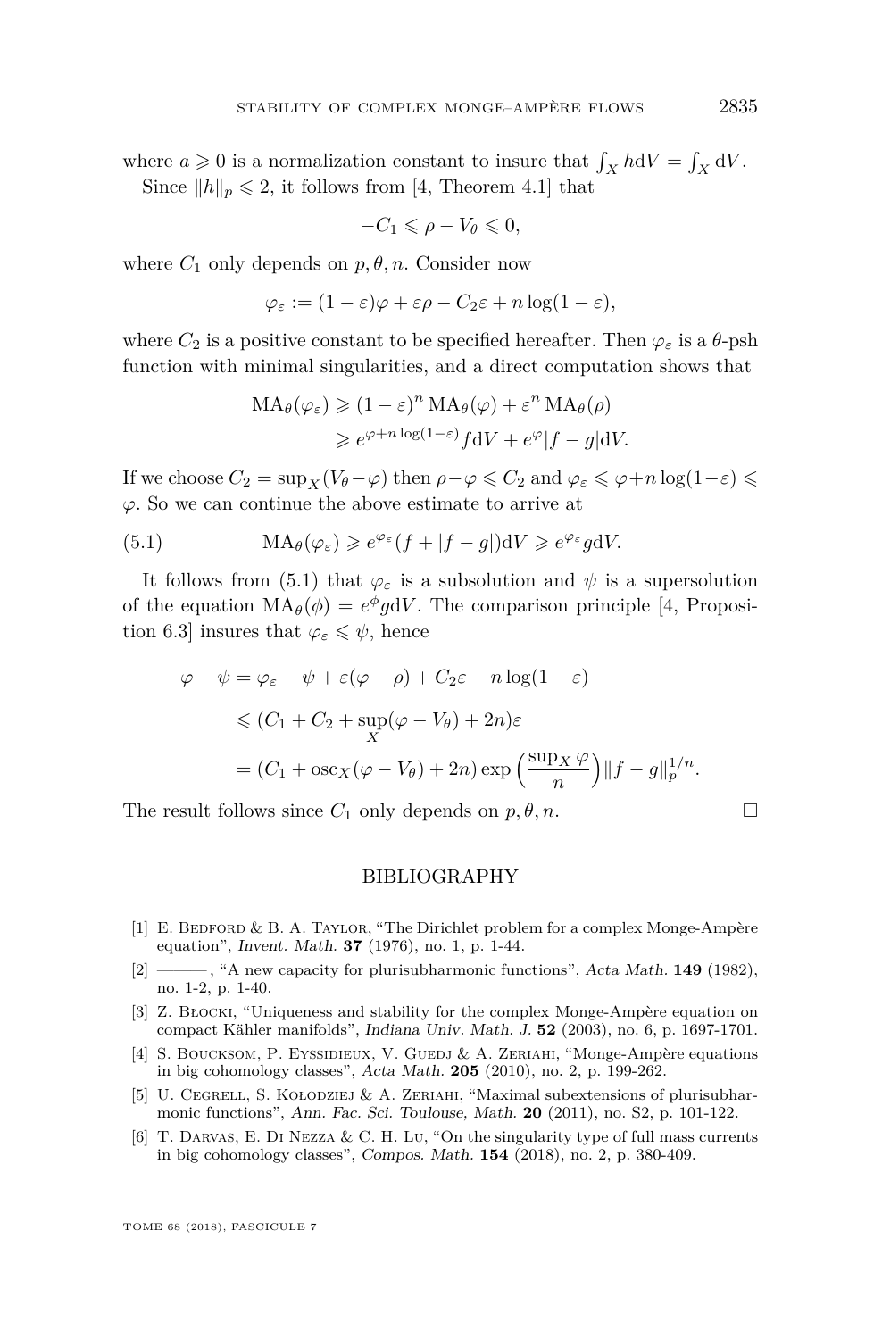where $a \geqslant 0$ is a normalization constant to insure that $\int_X h \mathrm{d}V = \int_X \mathrm{d}V$.

Since $\|h\|_p \leqslant 2$, it follows from [4, Theorem 4.1] that

$$-C_1 \leqslant \rho - V_\theta \leqslant 0,$$

where $C_1$ only depends on $p, \theta, n$. Consider now

$$\varphi_\varepsilon := (1-\varepsilon)\varphi + \varepsilon\rho - C_2\varepsilon + n\log(1-\varepsilon),$$

where $C_2$ is a positive constant to be specified hereafter. Then $\varphi_\varepsilon$ is a $\theta$-psh function with minimal singularities, and a direct computation shows that

$$\begin{aligned}\mathrm{MA}_\theta(\varphi_\varepsilon) &\geqslant (1-\varepsilon)^n \mathrm{MA}_\theta(\varphi) + \varepsilon^n \mathrm{MA}_\theta(\rho) \\ &\geqslant e^{\varphi + n\log(1-\varepsilon)} f \mathrm{d}V + e^{\varphi}|f-g|\mathrm{d}V.\end{aligned}$$

If we choose $C_2 = \sup_X(V_\theta - \varphi)$ then $\rho - \varphi \leqslant C_2$ and $\varphi_\varepsilon \leqslant \varphi + n\log(1-\varepsilon) \leqslant \varphi$. So we can continue the above estimate to arrive at

$$\mathrm{MA}_\theta(\varphi_\varepsilon) \geqslant e^{\varphi_\varepsilon}(f + |f-g|)\mathrm{d}V \geqslant e^{\varphi_\varepsilon} g \mathrm{d}V. \tag{5.1}$$

It follows from (5.1) that $\varphi_\varepsilon$ is a subsolution and $\psi$ is a supersolution of the equation $\mathrm{MA}_\theta(\phi) = e^{\phi} g \mathrm{d}V$. The comparison principle [4, Proposition 6.3] insures that $\varphi_\varepsilon \leqslant \psi$, hence

$$\begin{aligned}\varphi - \psi &= \varphi_\varepsilon - \psi + \varepsilon(\varphi - \rho) + C_2\varepsilon - n\log(1-\varepsilon) \\ &\leqslant (C_1 + C_2 + \sup_X(\varphi - V_\theta) + 2n)\varepsilon \\ &= (C_1 + \mathrm{osc}_X(\varphi - V_\theta) + 2n)\exp\Big(\frac{\sup_X \varphi}{n}\Big)\|f-g\|_p^{1/n}.\end{aligned}$$

The result follows since $C_1$ only depends on $p, \theta, n$. $\square$

## BIBLIOGRAPHY

[1] E. Bedford & B. A. Taylor, "The Dirichlet problem for a complex Monge-Ampère equation", *Invent. Math.* **37** (1976), no. 1, p. 1-44.

[2] ———, "A new capacity for plurisubharmonic functions", *Acta Math.* **149** (1982), no. 1-2, p. 1-40.

[3] Z. Błocki, "Uniqueness and stability for the complex Monge-Ampère equation on compact Kähler manifolds", *Indiana Univ. Math. J.* **52** (2003), no. 6, p. 1697-1701.

[4] S. Boucksom, P. Eyssidieux, V. Guedj & A. Zeriahi, "Monge-Ampère equations in big cohomology classes", *Acta Math.* **205** (2010), no. 2, p. 199-262.

[5] U. Cegrell, S. Kołodziej & A. Zeriahi, "Maximal subextensions of plurisubharmonic functions", *Ann. Fac. Sci. Toulouse, Math.* **20** (2011), no. S2, p. 101-122.

[6] T. Darvas, E. Di Nezza & C. H. Lu, "On the singularity type of full mass currents in big cohomology classes", *Compos. Math.* **154** (2018), no. 2, p. 380-409.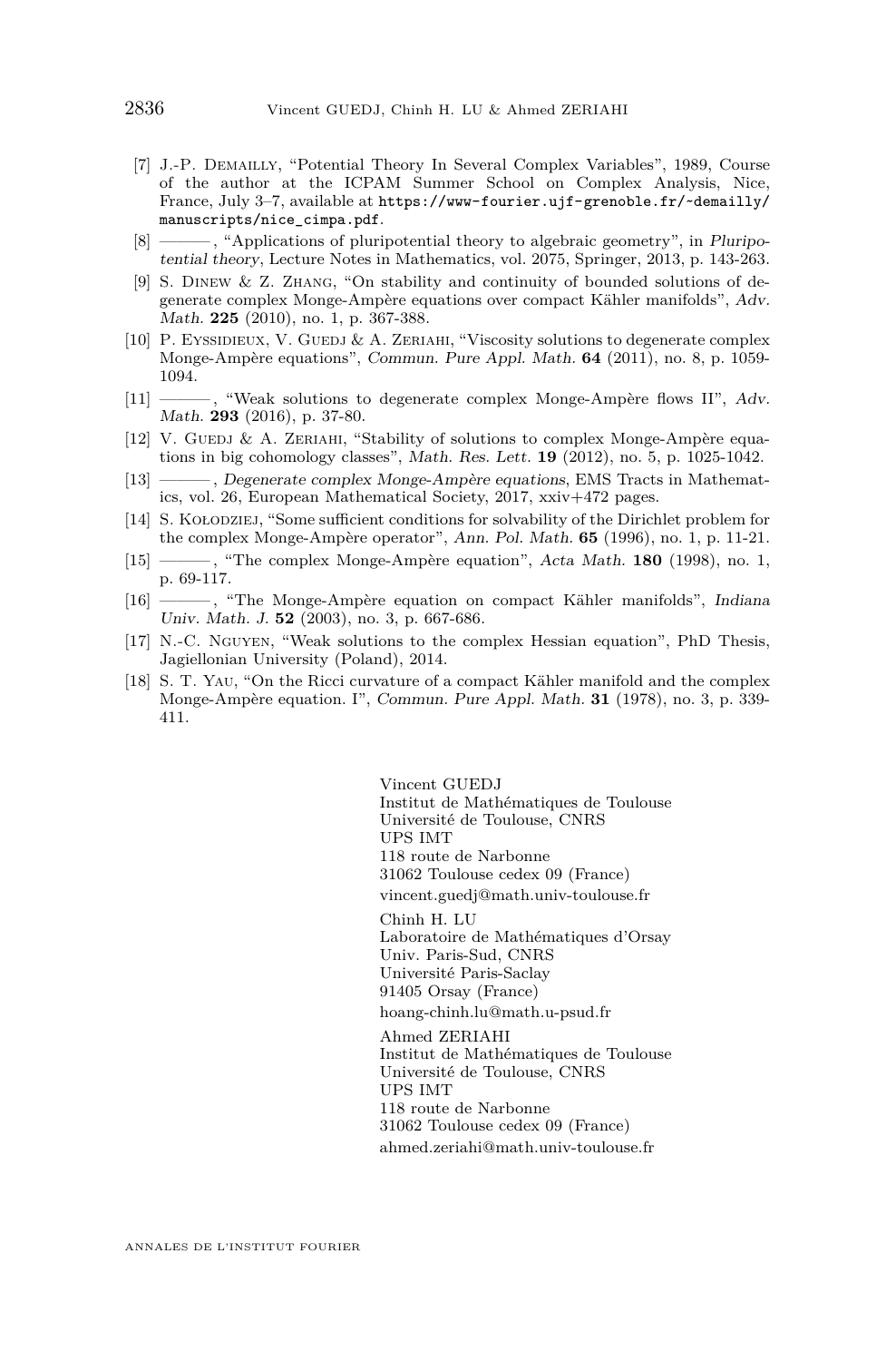[7] J.-P. Demailly, "Potential Theory In Several Complex Variables", 1989, Course of the author at the ICPAM Summer School on Complex Analysis, Nice, France, July 3–7, available at `https://www-fourier.ujf-grenoble.fr/~demailly/manuscripts/nice_cimpa.pdf`.

[8] ———, "Applications of pluripotential theory to algebraic geometry", in *Pluripotential theory*, Lecture Notes in Mathematics, vol. 2075, Springer, 2013, p. 143-263.

[9] S. Dinew & Z. Zhang, "On stability and continuity of bounded solutions of degenerate complex Monge-Ampère equations over compact Kähler manifolds", *Adv. Math.* **225** (2010), no. 1, p. 367-388.

[10] P. Eyssidieux, V. Guedj & A. Zeriahi, "Viscosity solutions to degenerate complex Monge-Ampère equations", *Commun. Pure Appl. Math.* **64** (2011), no. 8, p. 1059-1094.

[11] ———, "Weak solutions to degenerate complex Monge-Ampère flows II", *Adv. Math.* **293** (2016), p. 37-80.

[12] V. Guedj & A. Zeriahi, "Stability of solutions to complex Monge-Ampère equations in big cohomology classes", *Math. Res. Lett.* **19** (2012), no. 5, p. 1025-1042.

[13] ———, *Degenerate complex Monge-Ampère equations*, EMS Tracts in Mathematics, vol. 26, European Mathematical Society, 2017, xxiv+472 pages.

[14] S. Kołodziej, "Some sufficient conditions for solvability of the Dirichlet problem for the complex Monge-Ampère operator", *Ann. Pol. Math.* **65** (1996), no. 1, p. 11-21.

[15] ———, "The complex Monge-Ampère equation", *Acta Math.* **180** (1998), no. 1, p. 69-117.

[16] ———, "The Monge-Ampère equation on compact Kähler manifolds", *Indiana Univ. Math. J.* **52** (2003), no. 3, p. 667-686.

[17] N.-C. Nguyen, "Weak solutions to the complex Hessian equation", PhD Thesis, Jagiellonian University (Poland), 2014.

[18] S. T. Yau, "On the Ricci curvature of a compact Kähler manifold and the complex Monge-Ampère equation. I", *Commun. Pure Appl. Math.* **31** (1978), no. 3, p. 339-411.

Vincent GUEDJ
Institut de Mathématiques de Toulouse
Université de Toulouse, CNRS
UPS IMT
118 route de Narbonne
31062 Toulouse cedex 09 (France)
vincent.guedj@math.univ-toulouse.fr

Chinh H. LU
Laboratoire de Mathématiques d'Orsay
Univ. Paris-Sud, CNRS
Université Paris-Saclay
91405 Orsay (France)
hoang-chinh.lu@math.u-psud.fr

Ahmed ZERIAHI
Institut de Mathématiques de Toulouse
Université de Toulouse, CNRS
UPS IMT
118 route de Narbonne
31062 Toulouse cedex 09 (France)
ahmed.zeriahi@math.univ-toulouse.fr